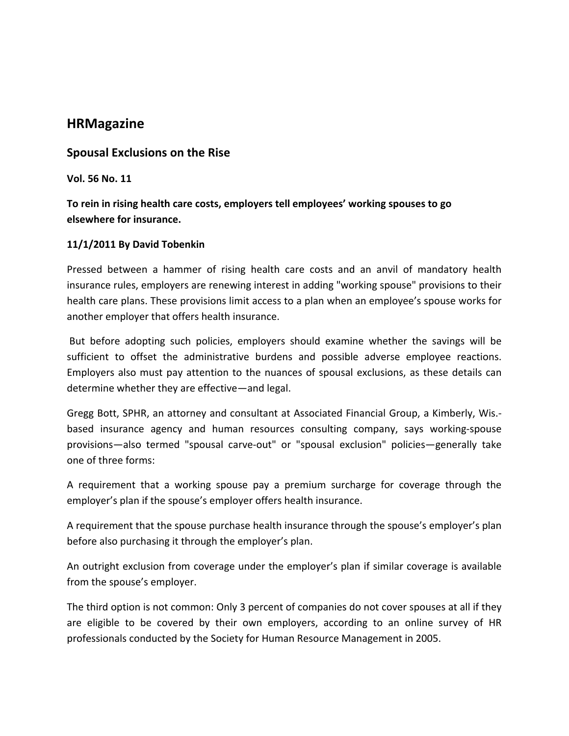# HRMagazine

## Spousal Exclusions on the Rise

**Vol. 56 No. 11**

**To rein in rising health care costs, employers tell employees' working spouses to go elsewhere for insurance.**

**11/1/2011 By David Tobenkin**

Pressed between a hammer of rising health care costs and an anvil of mandatory health insurance rules, employers are renewing interest in adding "working spouse" provisions to their health care plans. These provisions limit access to a plan when an employee's spouse works for another employer that offers health insurance.

But before adopting such policies, employers should examine whether the savings will be sufficient to offset the administrative burdens and possible adverse employee reactions. Employers also must pay attention to the nuances of spousal exclusions, as these details can determine whether they are effective—and legal.

Gregg Bott, SPHR, an attorney and consultant at Associated Financial Group, a Kimberly, Wis.-based insurance agency and human resources consulting company, says working-spouse provisions—also termed "spousal carve-out" or "spousal exclusion" policies—generally take one of three forms:

A requirement that a working spouse pay a premium surcharge for coverage through the employer's plan if the spouse's employer offers health insurance.

A requirement that the spouse purchase health insurance through the spouse's employer's plan before also purchasing it through the employer's plan.

An outright exclusion from coverage under the employer's plan if similar coverage is available from the spouse's employer.

The third option is not common: Only 3 percent of companies do not cover spouses at all if they are eligible to be covered by their own employers, according to an online survey of HR professionals conducted by the Society for Human Resource Management in 2005.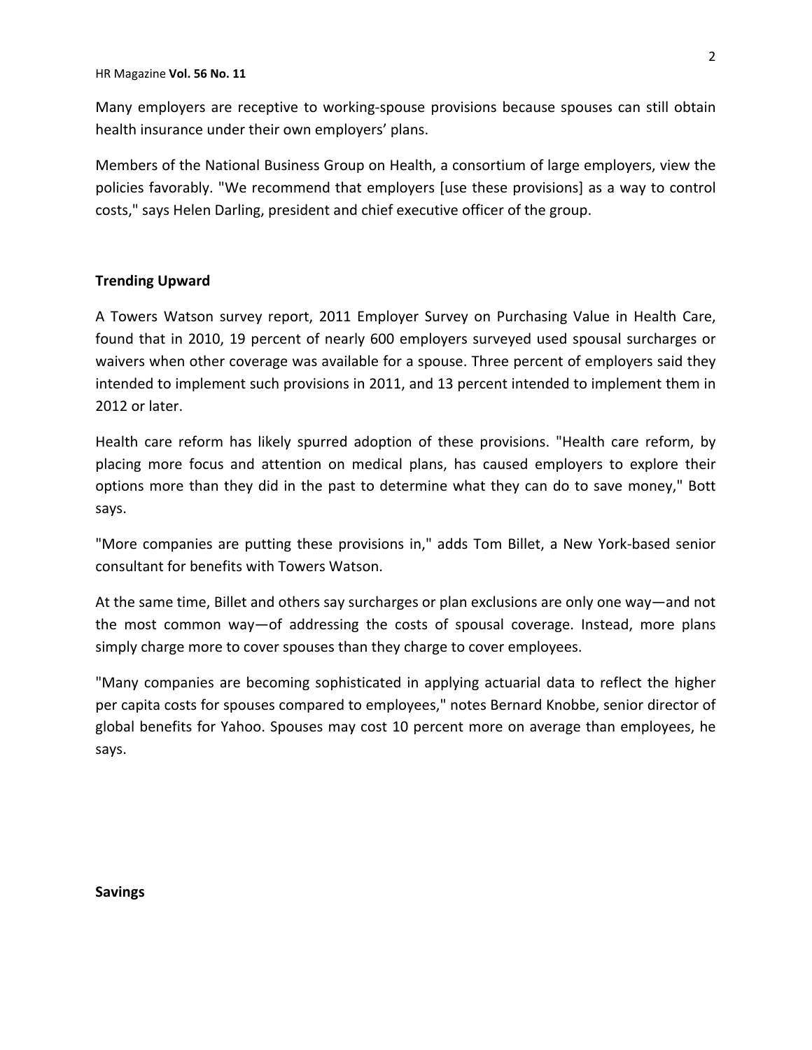Many employers are receptive to working-spouse provisions because spouses can still obtain health insurance under their own employers' plans.

Members of the National Business Group on Health, a consortium of large employers, view the policies favorably. "We recommend that employers [use these provisions] as a way to control costs," says Helen Darling, president and chief executive officer of the group.

## Trending Upward

A Towers Watson survey report, 2011 Employer Survey on Purchasing Value in Health Care, found that in 2010, 19 percent of nearly 600 employers surveyed used spousal surcharges or waivers when other coverage was available for a spouse. Three percent of employers said they intended to implement such provisions in 2011, and 13 percent intended to implement them in 2012 or later.

Health care reform has likely spurred adoption of these provisions. "Health care reform, by placing more focus and attention on medical plans, has caused employers to explore their options more than they did in the past to determine what they can do to save money," Bott says.

"More companies are putting these provisions in," adds Tom Billet, a New York-based senior consultant for benefits with Towers Watson.

At the same time, Billet and others say surcharges or plan exclusions are only one way—and not the most common way—of addressing the costs of spousal coverage. Instead, more plans simply charge more to cover spouses than they charge to cover employees.

"Many companies are becoming sophisticated in applying actuarial data to reflect the higher per capita costs for spouses compared to employees," notes Bernard Knobbe, senior director of global benefits for Yahoo. Spouses may cost 10 percent more on average than employees, he says.

## Savings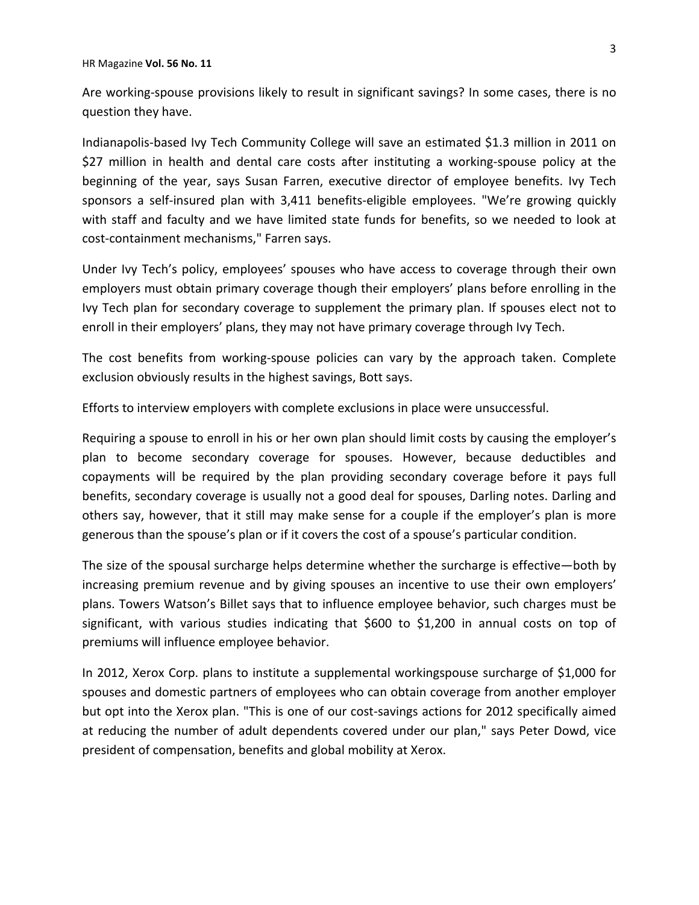Are working-spouse provisions likely to result in significant savings? In some cases, there is no question they have.

Indianapolis-based Ivy Tech Community College will save an estimated $1.3 million in 2011 on $27 million in health and dental care costs after instituting a working-spouse policy at the beginning of the year, says Susan Farren, executive director of employee benefits. Ivy Tech sponsors a self-insured plan with 3,411 benefits-eligible employees. "We're growing quickly with staff and faculty and we have limited state funds for benefits, so we needed to look at cost-containment mechanisms," Farren says.

Under Ivy Tech's policy, employees' spouses who have access to coverage through their own employers must obtain primary coverage though their employers' plans before enrolling in the Ivy Tech plan for secondary coverage to supplement the primary plan. If spouses elect not to enroll in their employers' plans, they may not have primary coverage through Ivy Tech.

The cost benefits from working-spouse policies can vary by the approach taken. Complete exclusion obviously results in the highest savings, Bott says.

Efforts to interview employers with complete exclusions in place were unsuccessful.

Requiring a spouse to enroll in his or her own plan should limit costs by causing the employer's plan to become secondary coverage for spouses. However, because deductibles and copayments will be required by the plan providing secondary coverage before it pays full benefits, secondary coverage is usually not a good deal for spouses, Darling notes. Darling and others say, however, that it still may make sense for a couple if the employer's plan is more generous than the spouse's plan or if it covers the cost of a spouse's particular condition.

The size of the spousal surcharge helps determine whether the surcharge is effective—both by increasing premium revenue and by giving spouses an incentive to use their own employers' plans. Towers Watson's Billet says that to influence employee behavior, such charges must be significant, with various studies indicating that $600 to $1,200 in annual costs on top of premiums will influence employee behavior.

In 2012, Xerox Corp. plans to institute a supplemental workingspouse surcharge of $1,000 for spouses and domestic partners of employees who can obtain coverage from another employer but opt into the Xerox plan. "This is one of our cost-savings actions for 2012 specifically aimed at reducing the number of adult dependents covered under our plan," says Peter Dowd, vice president of compensation, benefits and global mobility at Xerox.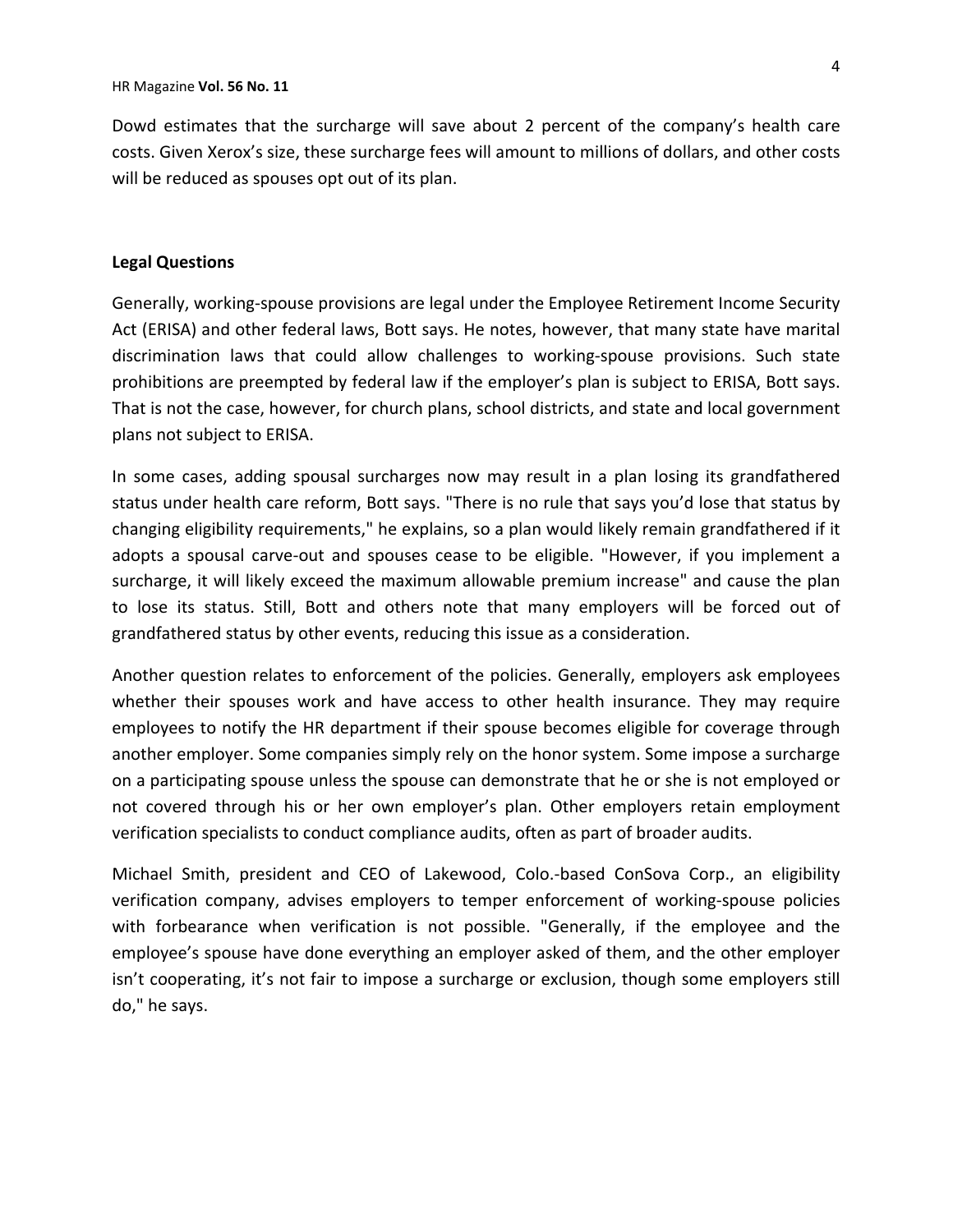Dowd estimates that the surcharge will save about 2 percent of the company's health care costs. Given Xerox's size, these surcharge fees will amount to millions of dollars, and other costs will be reduced as spouses opt out of its plan.

**Legal Questions**

Generally, working-spouse provisions are legal under the Employee Retirement Income Security Act (ERISA) and other federal laws, Bott says. He notes, however, that many state have marital discrimination laws that could allow challenges to working-spouse provisions. Such state prohibitions are preempted by federal law if the employer's plan is subject to ERISA, Bott says. That is not the case, however, for church plans, school districts, and state and local government plans not subject to ERISA.

In some cases, adding spousal surcharges now may result in a plan losing its grandfathered status under health care reform, Bott says. "There is no rule that says you'd lose that status by changing eligibility requirements," he explains, so a plan would likely remain grandfathered if it adopts a spousal carve-out and spouses cease to be eligible. "However, if you implement a surcharge, it will likely exceed the maximum allowable premium increase" and cause the plan to lose its status. Still, Bott and others note that many employers will be forced out of grandfathered status by other events, reducing this issue as a consideration.

Another question relates to enforcement of the policies. Generally, employers ask employees whether their spouses work and have access to other health insurance. They may require employees to notify the HR department if their spouse becomes eligible for coverage through another employer. Some companies simply rely on the honor system. Some impose a surcharge on a participating spouse unless the spouse can demonstrate that he or she is not employed or not covered through his or her own employer's plan. Other employers retain employment verification specialists to conduct compliance audits, often as part of broader audits.

Michael Smith, president and CEO of Lakewood, Colo.-based ConSova Corp., an eligibility verification company, advises employers to temper enforcement of working-spouse policies with forbearance when verification is not possible. "Generally, if the employee and the employee's spouse have done everything an employer asked of them, and the other employer isn't cooperating, it's not fair to impose a surcharge or exclusion, though some employers still do," he says.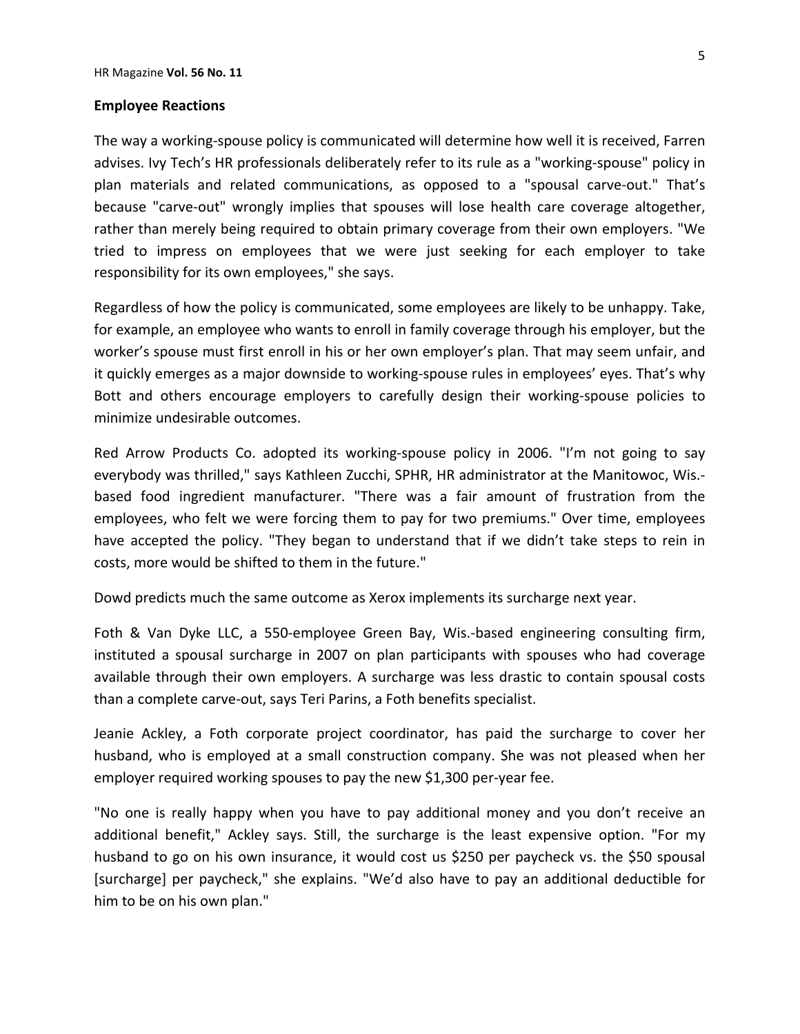## Employee Reactions

The way a working-spouse policy is communicated will determine how well it is received, Farren advises. Ivy Tech's HR professionals deliberately refer to its rule as a "working-spouse" policy in plan materials and related communications, as opposed to a "spousal carve-out." That's because "carve-out" wrongly implies that spouses will lose health care coverage altogether, rather than merely being required to obtain primary coverage from their own employers. "We tried to impress on employees that we were just seeking for each employer to take responsibility for its own employees," she says.

Regardless of how the policy is communicated, some employees are likely to be unhappy. Take, for example, an employee who wants to enroll in family coverage through his employer, but the worker's spouse must first enroll in his or her own employer's plan. That may seem unfair, and it quickly emerges as a major downside to working-spouse rules in employees' eyes. That's why Bott and others encourage employers to carefully design their working-spouse policies to minimize undesirable outcomes.

Red Arrow Products Co. adopted its working-spouse policy in 2006. "I'm not going to say everybody was thrilled," says Kathleen Zucchi, SPHR, HR administrator at the Manitowoc, Wis.-based food ingredient manufacturer. "There was a fair amount of frustration from the employees, who felt we were forcing them to pay for two premiums." Over time, employees have accepted the policy. "They began to understand that if we didn't take steps to rein in costs, more would be shifted to them in the future."

Dowd predicts much the same outcome as Xerox implements its surcharge next year.

Foth & Van Dyke LLC, a 550-employee Green Bay, Wis.-based engineering consulting firm, instituted a spousal surcharge in 2007 on plan participants with spouses who had coverage available through their own employers. A surcharge was less drastic to contain spousal costs than a complete carve-out, says Teri Parins, a Foth benefits specialist.

Jeanie Ackley, a Foth corporate project coordinator, has paid the surcharge to cover her husband, who is employed at a small construction company. She was not pleased when her employer required working spouses to pay the new $1,300 per-year fee.

"No one is really happy when you have to pay additional money and you don't receive an additional benefit," Ackley says. Still, the surcharge is the least expensive option. "For my husband to go on his own insurance, it would cost us $250 per paycheck vs. the $50 spousal [surcharge] per paycheck," she explains. "We'd also have to pay an additional deductible for him to be on his own plan."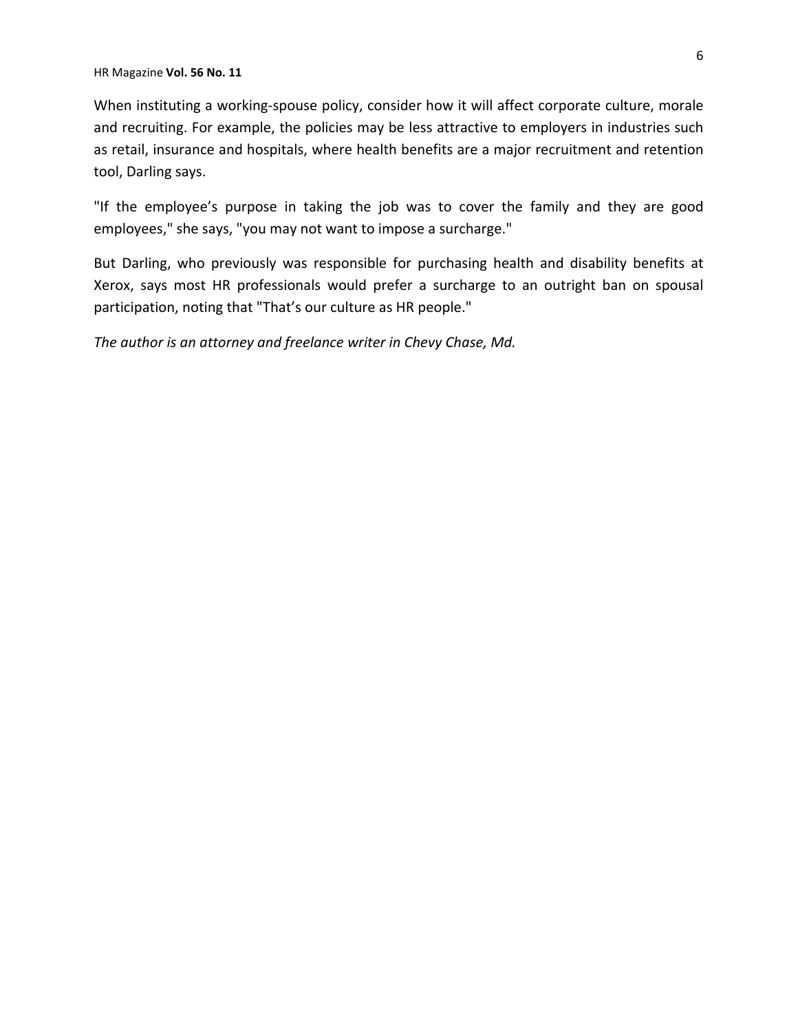When instituting a working-spouse policy, consider how it will affect corporate culture, morale and recruiting. For example, the policies may be less attractive to employers in industries such as retail, insurance and hospitals, where health benefits are a major recruitment and retention tool, Darling says.

"If the employee's purpose in taking the job was to cover the family and they are good employees," she says, "you may not want to impose a surcharge."

But Darling, who previously was responsible for purchasing health and disability benefits at Xerox, says most HR professionals would prefer a surcharge to an outright ban on spousal participation, noting that "That's our culture as HR people."

*The author is an attorney and freelance writer in Chevy Chase, Md.*